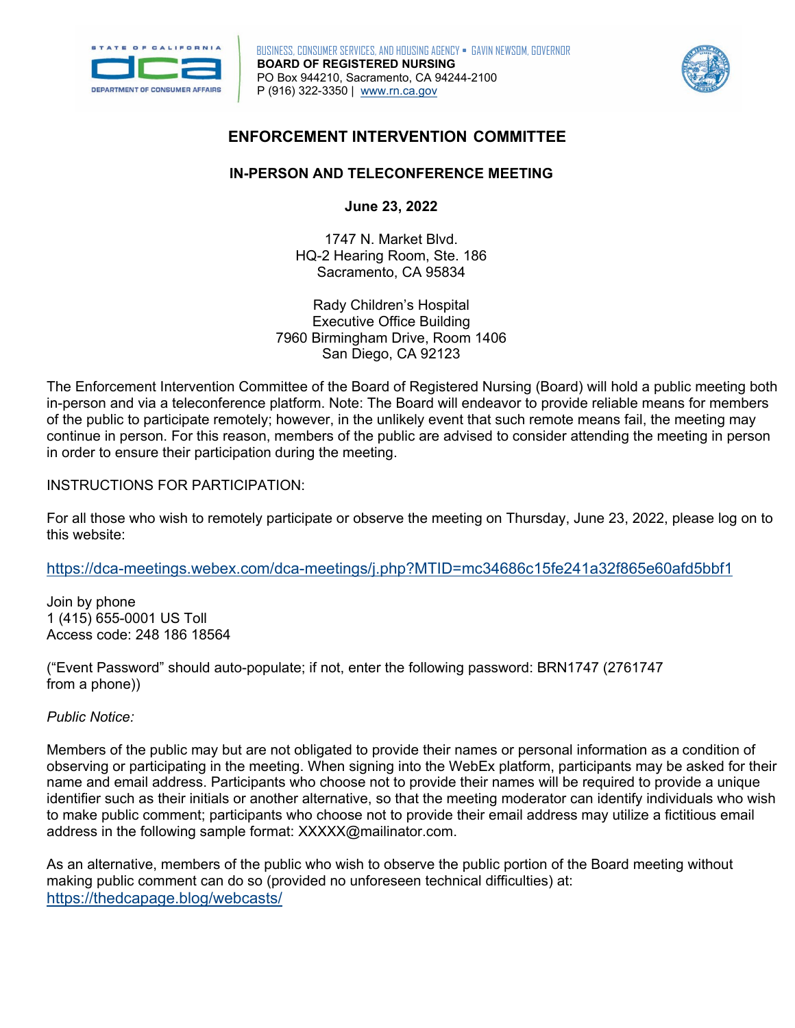BUSINESS, CONSUMER SERVICES, AND HOUSING AGENCY • GAVIN NEWSOM, GOVERNOR
**BOARD OF REGISTERED NURSING**
PO Box 944210, Sacramento, CA 94244-2100
P (916) 322-3350 | www.rn.ca.gov

# ENFORCEMENT INTERVENTION COMMITTEE

## IN-PERSON AND TELECONFERENCE MEETING

**June 23, 2022**

1747 N. Market Blvd.
HQ-2 Hearing Room, Ste. 186
Sacramento, CA 95834

Rady Children's Hospital
Executive Office Building
7960 Birmingham Drive, Room 1406
San Diego, CA 92123

The Enforcement Intervention Committee of the Board of Registered Nursing (Board) will hold a public meeting both in-person and via a teleconference platform. Note: The Board will endeavor to provide reliable means for members of the public to participate remotely; however, in the unlikely event that such remote means fail, the meeting may continue in person. For this reason, members of the public are advised to consider attending the meeting in person in order to ensure their participation during the meeting.

INSTRUCTIONS FOR PARTICIPATION:

For all those who wish to remotely participate or observe the meeting on Thursday, June 23, 2022, please log on to this website:

https://dca-meetings.webex.com/dca-meetings/j.php?MTID=mc34686c15fe241a32f865e60afd5bbf1

Join by phone
1 (415) 655-0001 US Toll
Access code: 248 186 18564

("Event Password" should auto-populate; if not, enter the following password: BRN1747 (2761747 from a phone))

*Public Notice:*

Members of the public may but are not obligated to provide their names or personal information as a condition of observing or participating in the meeting. When signing into the WebEx platform, participants may be asked for their name and email address. Participants who choose not to provide their names will be required to provide a unique identifier such as their initials or another alternative, so that the meeting moderator can identify individuals who wish to make public comment; participants who choose not to provide their email address may utilize a fictitious email address in the following sample format: XXXXX@mailinator.com.

As an alternative, members of the public who wish to observe the public portion of the Board meeting without making public comment can do so (provided no unforeseen technical difficulties) at: https://thedcapage.blog/webcasts/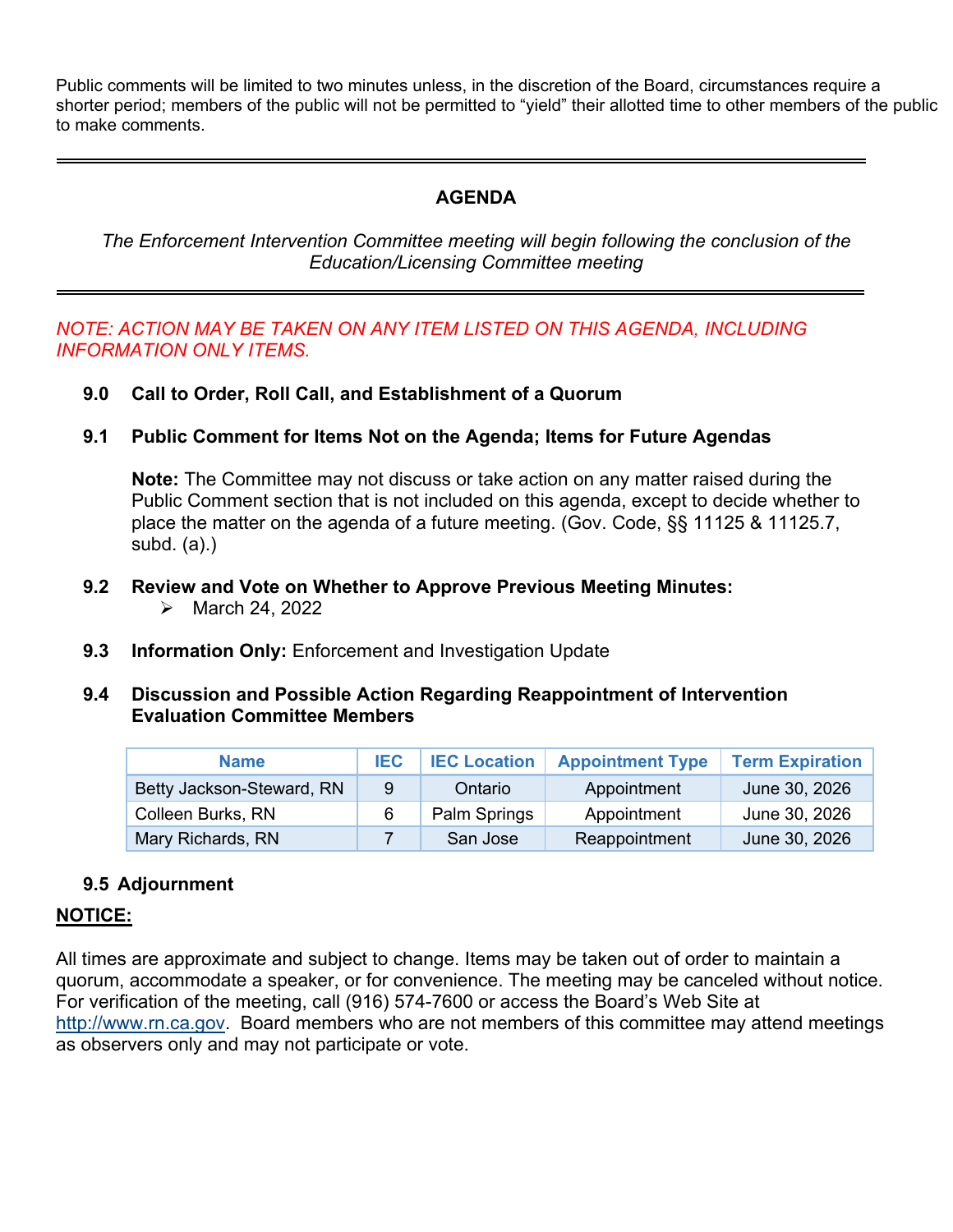Public comments will be limited to two minutes unless, in the discretion of the Board, circumstances require a shorter period; members of the public will not be permitted to "yield" their allotted time to other members of the public to make comments.

---

## AGENDA

*The Enforcement Intervention Committee meeting will begin following the conclusion of the Education/Licensing Committee meeting*

---

*NOTE: ACTION MAY BE TAKEN ON ANY ITEM LISTED ON THIS AGENDA, INCLUDING INFORMATION ONLY ITEMS.*

**9.0 Call to Order, Roll Call, and Establishment of a Quorum**

**9.1 Public Comment for Items Not on the Agenda; Items for Future Agendas**

**Note:** The Committee may not discuss or take action on any matter raised during the Public Comment section that is not included on this agenda, except to decide whether to place the matter on the agenda of a future meeting. (Gov. Code, §§ 11125 & 11125.7, subd. (a).)

**9.2 Review and Vote on Whether to Approve Previous Meeting Minutes:**

- March 24, 2022

**9.3 Information Only:** Enforcement and Investigation Update

**9.4 Discussion and Possible Action Regarding Reappointment of Intervention Evaluation Committee Members**

| Name | IEC | IEC Location | Appointment Type | Term Expiration |
|---|---|---|---|---|
| Betty Jackson-Steward, RN | 9 | Ontario | Appointment | June 30, 2026 |
| Colleen Burks, RN | 6 | Palm Springs | Appointment | June 30, 2026 |
| Mary Richards, RN | 7 | San Jose | Reappointment | June 30, 2026 |

**9.5 Adjournment**

**<u>NOTICE:</u>**

All times are approximate and subject to change. Items may be taken out of order to maintain a quorum, accommodate a speaker, or for convenience. The meeting may be canceled without notice. For verification of the meeting, call (916) 574-7600 or access the Board's Web Site at http://www.rn.ca.gov. Board members who are not members of this committee may attend meetings as observers only and may not participate or vote.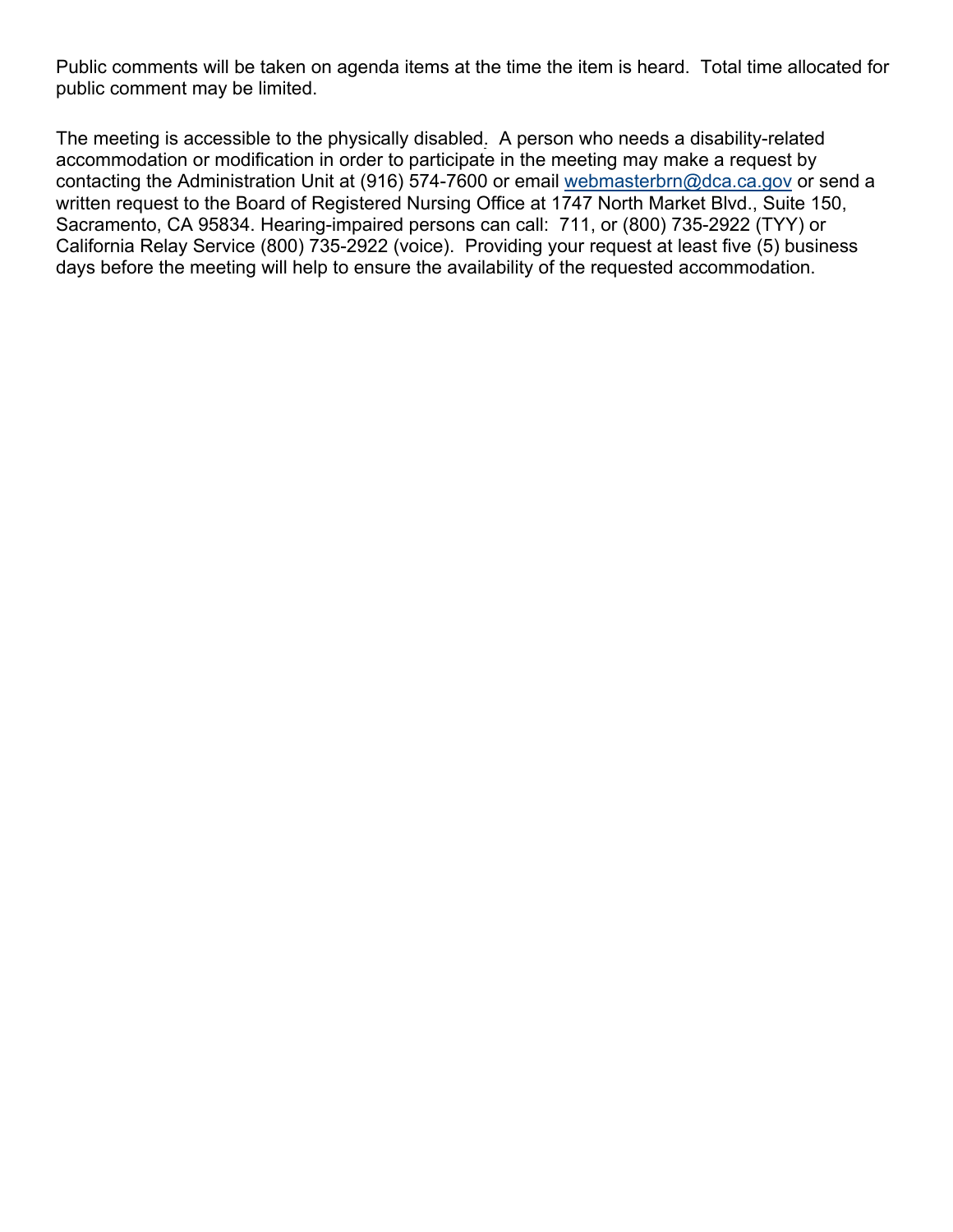Public comments will be taken on agenda items at the time the item is heard. Total time allocated for public comment may be limited.

The meeting is accessible to the physically disabled. A person who needs a disability-related accommodation or modification in order to participate in the meeting may make a request by contacting the Administration Unit at (916) 574-7600 or email webmasterbrn@dca.ca.gov or send a written request to the Board of Registered Nursing Office at 1747 North Market Blvd., Suite 150, Sacramento, CA 95834. Hearing-impaired persons can call: 711, or (800) 735-2922 (TYY) or California Relay Service (800) 735-2922 (voice). Providing your request at least five (5) business days before the meeting will help to ensure the availability of the requested accommodation.